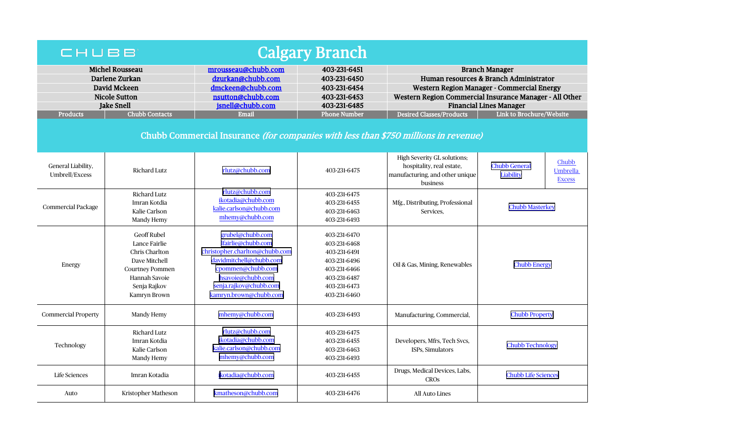# CHUBB Calgary Branch

| | | | |
|---|---|---|---|
| Michel Rousseau | mrousseau@chubb.com | 403-231-6451 | Branch Manager |
| Darlene Zurkan | dzurkan@chubb.com | 403-231-6450 | Human resources & Branch Administrator |
| David Mckeen | dmckeen@chubb.com | 403-231-6454 | Western Region Manager - Commercial Energy |
| Nicole Sutton | nsutton@chubb.com | 403-231-6453 | Western Region Commercial Insurance Manager - All Other |
| Jake Snell | jsnell@chubb.com | 403-231-6485 | Financial Lines Manager |

## Chubb Commercial Insurance *(for companies with less than $750 millions in revenue)*

| Products | Chubb Contacts | Email | Phone Number | Desired Classes/Products | Link to Brochure/Website | |
|---|---|---|---|---|---|---|
| General Liability, Umbrell/Excess | Richard Lutz | rlutz@chubb.com | 403-231-6475 | High Severity GL solutions; hospitality, real estate, manufacturing, and other unique business | Chubb General Liability | Chubb Umbrella Excess |
| Commercial Package | Richard Lutz<br>Imran Kotdia<br>Kalie Carlson<br>Mandy Hemy | rlutz@chubb.com<br>ikotadia@chubb.com<br>kalie.carlson@chubb.com<br>mhemy@chubb.com | 403-231-6475<br>403-231-6455<br>403-231-6463<br>403-231-6493 | Mfg., Distributing, Professional Services, | Chubb Masterkey | |
| Energy | Geoff Rubel<br>Lance Fairlie<br>Chris Charlton<br>Dave Mitchell<br>Courtney Pommen<br>Hannah Savoie<br>Senja Rajkov<br>Kamryn Brown | grubel@chubb.com<br>lfairlie@chubb.com<br>christopher.charlton@chubb.com<br>davidmitchell@chubb.com<br>cpommen@chubb.com<br>hsavoie@chubb.com<br>senja.rajkov@chubb.com<br>kamryn.brown@chubb.com | 403-231-6470<br>403-231-6468<br>403-231-6491<br>403-231-6496<br>403-231-6466<br>403-231-6487<br>403-231-6473<br>403-231-6460 | Oil & Gas, Mining, Renewables | Chubb Energy | |
| Commercial Property | Mandy Hemy | mhemy@chubb.com | 403-231-6493 | Manufacturing, Commercial, | Chubb Property | |
| Technology | Richard Lutz<br>Imran Kotdia<br>Kalie Carlson<br>Mandy Hemy | rlutz@chubb.com<br>ikotadia@chubb.com<br>kalie.carlson@chubb.com<br>mhemy@chubb.com | 403-231-6475<br>403-231-6455<br>403-231-6463<br>403-231-6493 | Developers, Mfrs, Tech Svcs, ISPs, Simulators | Chubb Technology | |
| Life Sciences | Imran Kotadia | ikotadia@chubb.com | 403-231-6455 | Drugs, Medical Devices, Labs, CROs | Chubb Life Sciences | |
| Auto | Kristopher Matheson | kmatheson@chubb.com | 403-231-6476 | All Auto Lines | | |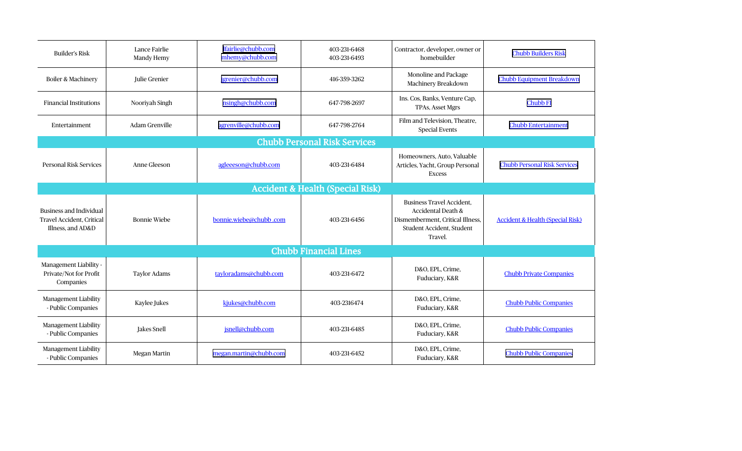| | | | | | |
|---|---|---|---|---|---|
| Builder's Risk | Lance Fairlie<br>Mandy Hemy | lfairlie@chubb.com<br>mhemy@chubb.com | 403-231-6468<br>403-231-6493 | Contractor, developer, owner or homebuilder | Chubb Builders Risk |
| Boiler & Machinery | Julie Grenier | jgrenier@chubb.com | 416-359-3262 | Monoline and Package Machinery Breakdown | Chubb Equipment Breakdown |
| Financial Institutions | Nooriyah Singh | nsingh@chubb.com | 647-798-2697 | Ins. Cos, Banks, Venture Cap, TPAs, Asset Mgrs | Chubb FI |
| Entertainment | Adam Grenville | agrenville@chubb.com | 647-798-2764 | Film and Television, Theatre, Special Events | Chubb Entertainment |
| **Chubb Personal Risk Services** | | | | | |
| Personal Risk Services | Anne Gleeson | agleeeson@chubb.com | 403-231-6484 | Homeowners, Auto, Valuable Articles, Yacht, Group Personal Excess | Chubb Personal Risk Services |
| **Accident & Health (Special Risk)** | | | | | |
| Business and Individual Travel Accident, Critical Illness, and AD&D | Bonnie Wiebe | bonnie.wiebe@chubb .com | 403-231-6456 | Business Travel Accident, Accidental Death & Dismemberment, Critical Illness, Student Accident, Student Travel. | Accident & Health (Special Risk) |
| **Chubb Financial Lines** | | | | | |
| Management Liability - Private/Not for Profit Companies | Taylor Adams | tayloradams@chubb.com | 403-231-6472 | D&O, EPL, Crime, Fuduciary, K&R | Chubb Private Companies |
| Management Liability - Public Companies | Kaylee Jukes | kjukes@chubb.com | 403-2316474 | D&O, EPL, Crime, Fuduciary, K&R | Chubb Public Companies |
| Management Liability - Public Companies | Jakes Snell | jsnell@chubb.com | 403-231-6485 | D&O, EPL, Crime, Fuduciary, K&R | Chubb Public Companies |
| Management Liability - Public Companies | Megan Martin | megan.martin@chubb.com | 403-231-6452 | D&O, EPL, Crime, Fuduciary, K&R | Chubb Public Companies |